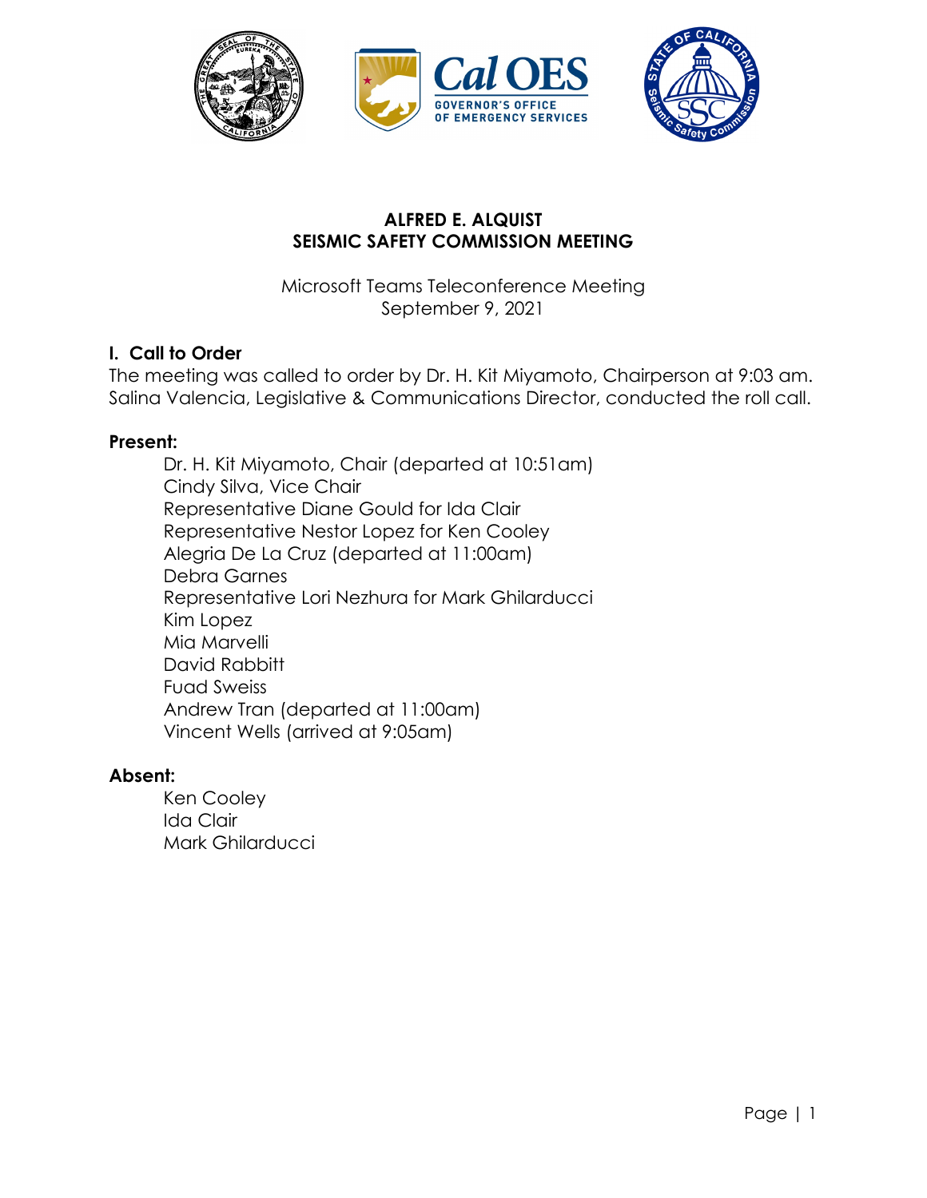**ALFRED E. ALQUIST**
**SEISMIC SAFETY COMMISSION MEETING**

Microsoft Teams Teleconference Meeting
September 9, 2021

## I. Call to Order

The meeting was called to order by Dr. H. Kit Miyamoto, Chairperson at 9:03 am. Salina Valencia, Legislative & Communications Director, conducted the roll call.

### Present:

- Dr. H. Kit Miyamoto, Chair (departed at 10:51am)
- Cindy Silva, Vice Chair
- Representative Diane Gould for Ida Clair
- Representative Nestor Lopez for Ken Cooley
- Alegria De La Cruz (departed at 11:00am)
- Debra Garnes
- Representative Lori Nezhura for Mark Ghilarducci
- Kim Lopez
- Mia Marvelli
- David Rabbitt
- Fuad Sweiss
- Andrew Tran (departed at 11:00am)
- Vincent Wells (arrived at 9:05am)

### Absent:

- Ken Cooley
- Ida Clair
- Mark Ghilarducci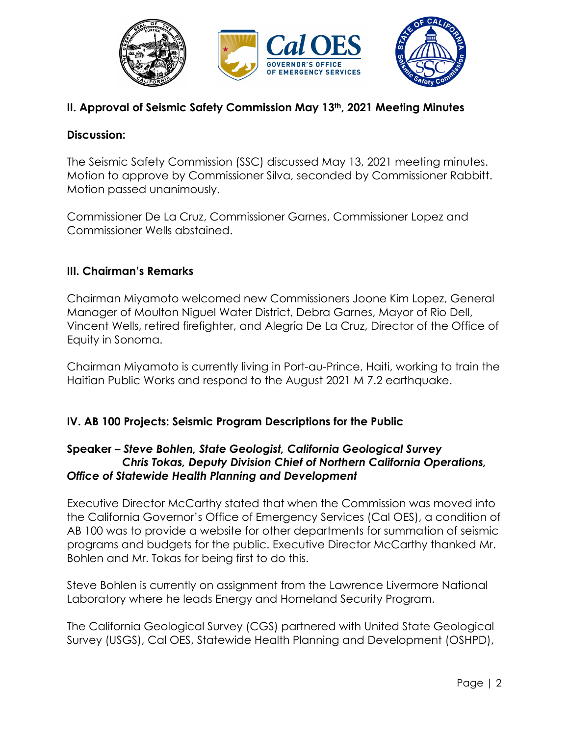## II. Approval of Seismic Safety Commission May 13th, 2021 Meeting Minutes

### Discussion:

The Seismic Safety Commission (SSC) discussed May 13, 2021 meeting minutes. Motion to approve by Commissioner Silva, seconded by Commissioner Rabbitt. Motion passed unanimously.

Commissioner De La Cruz, Commissioner Garnes, Commissioner Lopez and Commissioner Wells abstained.

## III. Chairman's Remarks

Chairman Miyamoto welcomed new Commissioners Joone Kim Lopez, General Manager of Moulton Niguel Water District, Debra Garnes, Mayor of Rio Dell, Vincent Wells, retired firefighter, and Alegría De La Cruz, Director of the Office of Equity in Sonoma.

Chairman Miyamoto is currently living in Port-au-Prince, Haiti, working to train the Haitian Public Works and respond to the August 2021 M 7.2 earthquake.

## IV. AB 100 Projects: Seismic Program Descriptions for the Public

### Speaker – *Steve Bohlen, State Geologist, California Geological Survey Chris Tokas, Deputy Division Chief of Northern California Operations, Office of Statewide Health Planning and Development*

Executive Director McCarthy stated that when the Commission was moved into the California Governor's Office of Emergency Services (Cal OES), a condition of AB 100 was to provide a website for other departments for summation of seismic programs and budgets for the public. Executive Director McCarthy thanked Mr. Bohlen and Mr. Tokas for being first to do this.

Steve Bohlen is currently on assignment from the Lawrence Livermore National Laboratory where he leads Energy and Homeland Security Program.

The California Geological Survey (CGS) partnered with United State Geological Survey (USGS), Cal OES, Statewide Health Planning and Development (OSHPD),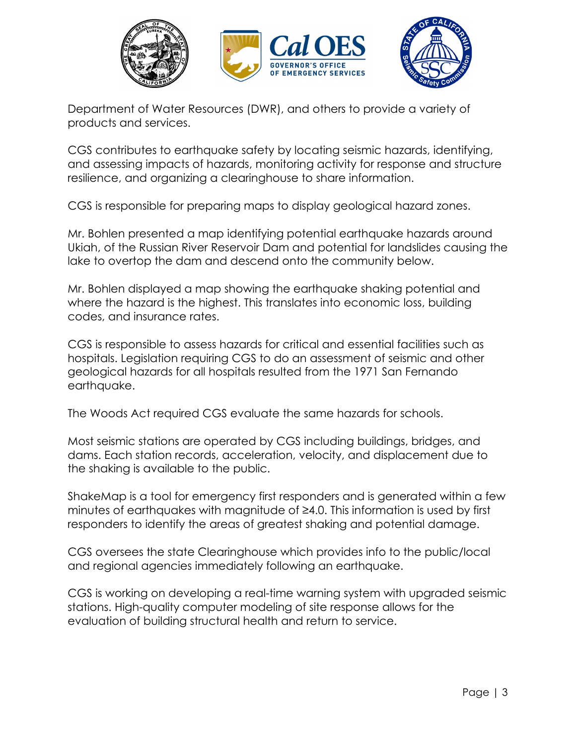Department of Water Resources (DWR), and others to provide a variety of products and services.

CGS contributes to earthquake safety by locating seismic hazards, identifying, and assessing impacts of hazards, monitoring activity for response and structure resilience, and organizing a clearinghouse to share information.

CGS is responsible for preparing maps to display geological hazard zones.

Mr. Bohlen presented a map identifying potential earthquake hazards around Ukiah, of the Russian River Reservoir Dam and potential for landslides causing the lake to overtop the dam and descend onto the community below.

Mr. Bohlen displayed a map showing the earthquake shaking potential and where the hazard is the highest. This translates into economic loss, building codes, and insurance rates.

CGS is responsible to assess hazards for critical and essential facilities such as hospitals. Legislation requiring CGS to do an assessment of seismic and other geological hazards for all hospitals resulted from the 1971 San Fernando earthquake.

The Woods Act required CGS evaluate the same hazards for schools.

Most seismic stations are operated by CGS including buildings, bridges, and dams. Each station records, acceleration, velocity, and displacement due to the shaking is available to the public.

ShakeMap is a tool for emergency first responders and is generated within a few minutes of earthquakes with magnitude of ≥4.0. This information is used by first responders to identify the areas of greatest shaking and potential damage.

CGS oversees the state Clearinghouse which provides info to the public/local and regional agencies immediately following an earthquake.

CGS is working on developing a real-time warning system with upgraded seismic stations. High-quality computer modeling of site response allows for the evaluation of building structural health and return to service.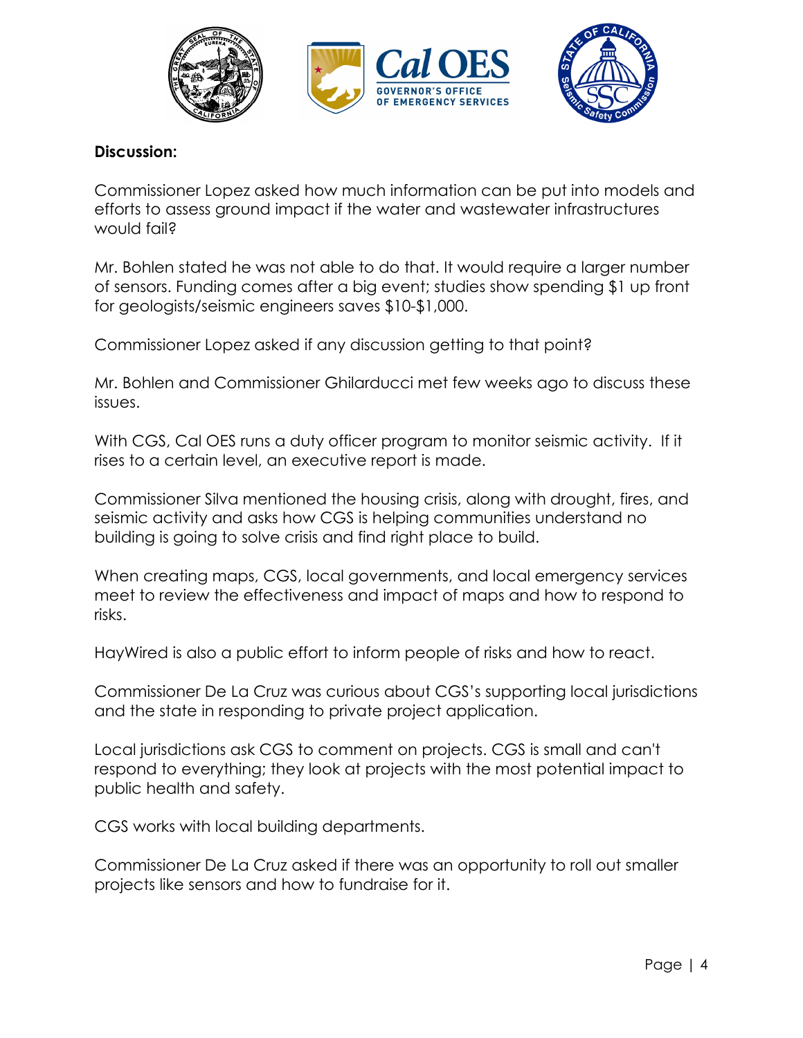**Discussion:**

Commissioner Lopez asked how much information can be put into models and efforts to assess ground impact if the water and wastewater infrastructures would fail?

Mr. Bohlen stated he was not able to do that. It would require a larger number of sensors. Funding comes after a big event; studies show spending $1 up front for geologists/seismic engineers saves $10-$1,000.

Commissioner Lopez asked if any discussion getting to that point?

Mr. Bohlen and Commissioner Ghilarducci met few weeks ago to discuss these issues.

With CGS, Cal OES runs a duty officer program to monitor seismic activity. If it rises to a certain level, an executive report is made.

Commissioner Silva mentioned the housing crisis, along with drought, fires, and seismic activity and asks how CGS is helping communities understand no building is going to solve crisis and find right place to build.

When creating maps, CGS, local governments, and local emergency services meet to review the effectiveness and impact of maps and how to respond to risks.

HayWired is also a public effort to inform people of risks and how to react.

Commissioner De La Cruz was curious about CGS's supporting local jurisdictions and the state in responding to private project application.

Local jurisdictions ask CGS to comment on projects. CGS is small and can't respond to everything; they look at projects with the most potential impact to public health and safety.

CGS works with local building departments.

Commissioner De La Cruz asked if there was an opportunity to roll out smaller projects like sensors and how to fundraise for it.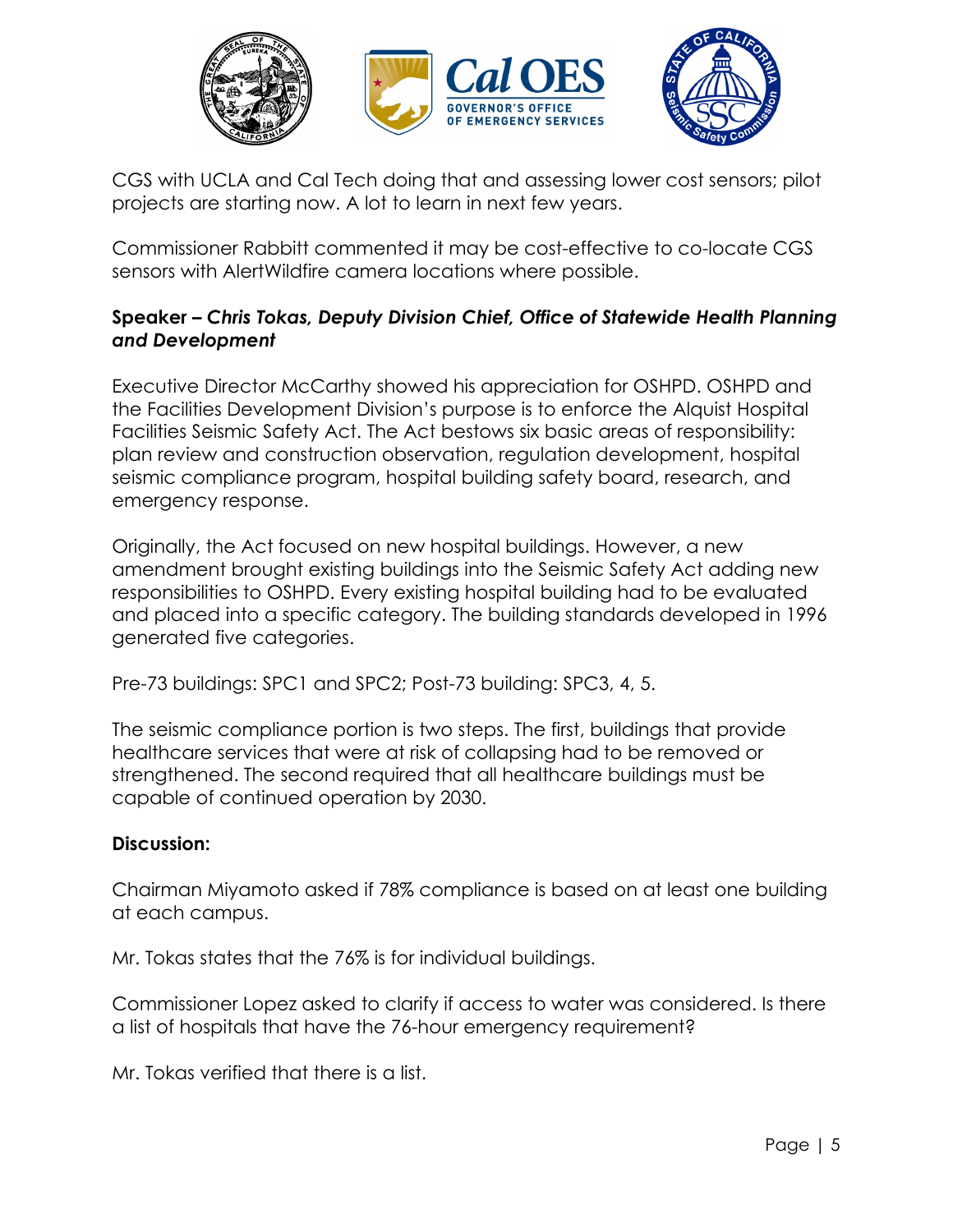CGS with UCLA and Cal Tech doing that and assessing lower cost sensors; pilot projects are starting now. A lot to learn in next few years.

Commissioner Rabbitt commented it may be cost-effective to co-locate CGS sensors with AlertWildfire camera locations where possible.

**Speaker – *Chris Tokas, Deputy Division Chief, Office of Statewide Health Planning and Development***

Executive Director McCarthy showed his appreciation for OSHPD. OSHPD and the Facilities Development Division's purpose is to enforce the Alquist Hospital Facilities Seismic Safety Act. The Act bestows six basic areas of responsibility: plan review and construction observation, regulation development, hospital seismic compliance program, hospital building safety board, research, and emergency response.

Originally, the Act focused on new hospital buildings. However, a new amendment brought existing buildings into the Seismic Safety Act adding new responsibilities to OSHPD. Every existing hospital building had to be evaluated and placed into a specific category. The building standards developed in 1996 generated five categories.

Pre-73 buildings: SPC1 and SPC2; Post-73 building: SPC3, 4, 5.

The seismic compliance portion is two steps. The first, buildings that provide healthcare services that were at risk of collapsing had to be removed or strengthened. The second required that all healthcare buildings must be capable of continued operation by 2030.

**Discussion:**

Chairman Miyamoto asked if 78% compliance is based on at least one building at each campus.

Mr. Tokas states that the 76% is for individual buildings.

Commissioner Lopez asked to clarify if access to water was considered. Is there a list of hospitals that have the 76-hour emergency requirement?

Mr. Tokas verified that there is a list.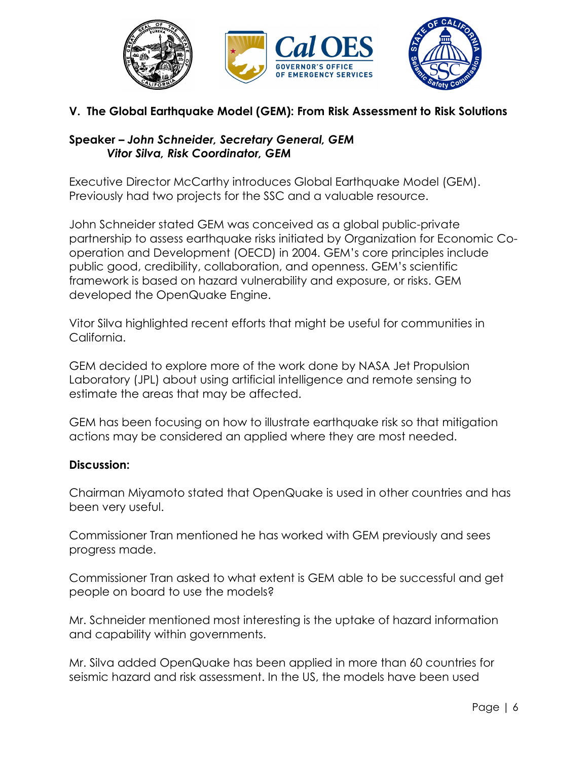## V. The Global Earthquake Model (GEM): From Risk Assessment to Risk Solutions

**Speaker – *John Schneider, Secretary General, GEM***
***Vitor Silva, Risk Coordinator, GEM***

Executive Director McCarthy introduces Global Earthquake Model (GEM). Previously had two projects for the SSC and a valuable resource.

John Schneider stated GEM was conceived as a global public-private partnership to assess earthquake risks initiated by Organization for Economic Co-operation and Development (OECD) in 2004. GEM's core principles include public good, credibility, collaboration, and openness. GEM's scientific framework is based on hazard vulnerability and exposure, or risks. GEM developed the OpenQuake Engine.

Vitor Silva highlighted recent efforts that might be useful for communities in California.

GEM decided to explore more of the work done by NASA Jet Propulsion Laboratory (JPL) about using artificial intelligence and remote sensing to estimate the areas that may be affected.

GEM has been focusing on how to illustrate earthquake risk so that mitigation actions may be considered an applied where they are most needed.

**Discussion:**

Chairman Miyamoto stated that OpenQuake is used in other countries and has been very useful.

Commissioner Tran mentioned he has worked with GEM previously and sees progress made.

Commissioner Tran asked to what extent is GEM able to be successful and get people on board to use the models?

Mr. Schneider mentioned most interesting is the uptake of hazard information and capability within governments.

Mr. Silva added OpenQuake has been applied in more than 60 countries for seismic hazard and risk assessment. In the US, the models have been used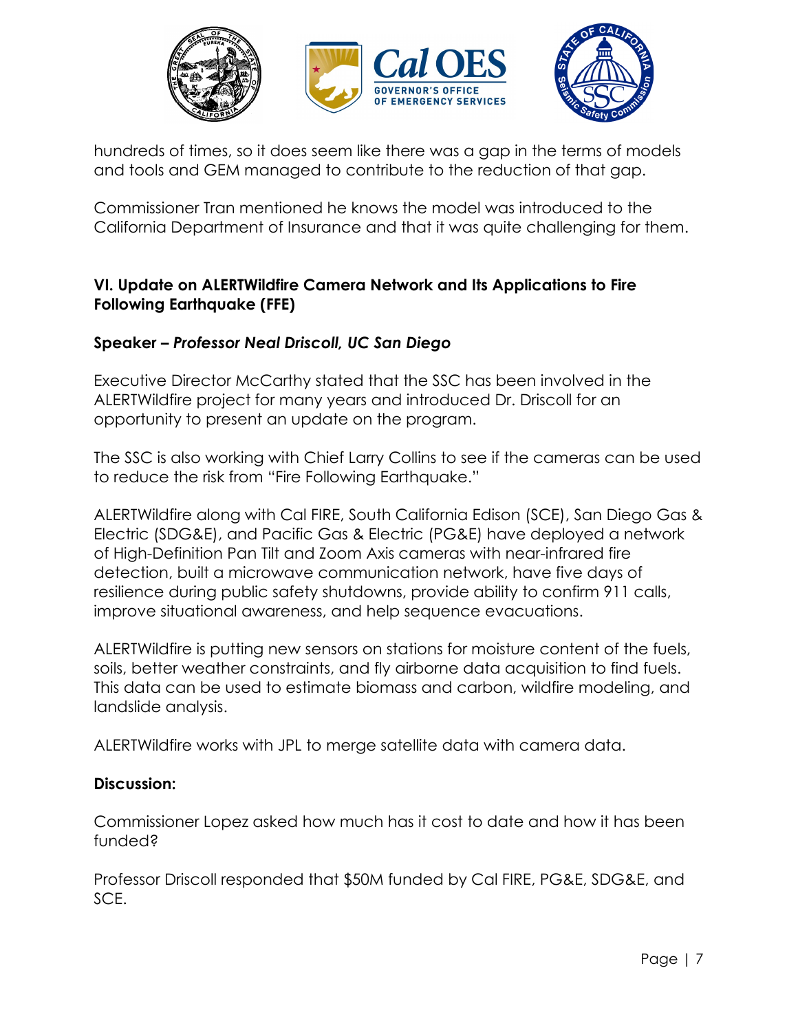hundreds of times, so it does seem like there was a gap in the terms of models and tools and GEM managed to contribute to the reduction of that gap.

Commissioner Tran mentioned he knows the model was introduced to the California Department of Insurance and that it was quite challenging for them.

### VI. Update on ALERTWildfire Camera Network and Its Applications to Fire Following Earthquake (FFE)

**Speaker –** ***Professor Neal Driscoll, UC San Diego***

Executive Director McCarthy stated that the SSC has been involved in the ALERTWildfire project for many years and introduced Dr. Driscoll for an opportunity to present an update on the program.

The SSC is also working with Chief Larry Collins to see if the cameras can be used to reduce the risk from "Fire Following Earthquake."

ALERTWildfire along with Cal FIRE, South California Edison (SCE), San Diego Gas & Electric (SDG&E), and Pacific Gas & Electric (PG&E) have deployed a network of High-Definition Pan Tilt and Zoom Axis cameras with near-infrared fire detection, built a microwave communication network, have five days of resilience during public safety shutdowns, provide ability to confirm 911 calls, improve situational awareness, and help sequence evacuations.

ALERTWildfire is putting new sensors on stations for moisture content of the fuels, soils, better weather constraints, and fly airborne data acquisition to find fuels. This data can be used to estimate biomass and carbon, wildfire modeling, and landslide analysis.

ALERTWildfire works with JPL to merge satellite data with camera data.

**Discussion:**

Commissioner Lopez asked how much has it cost to date and how it has been funded?

Professor Driscoll responded that $50M funded by Cal FIRE, PG&E, SDG&E, and SCE.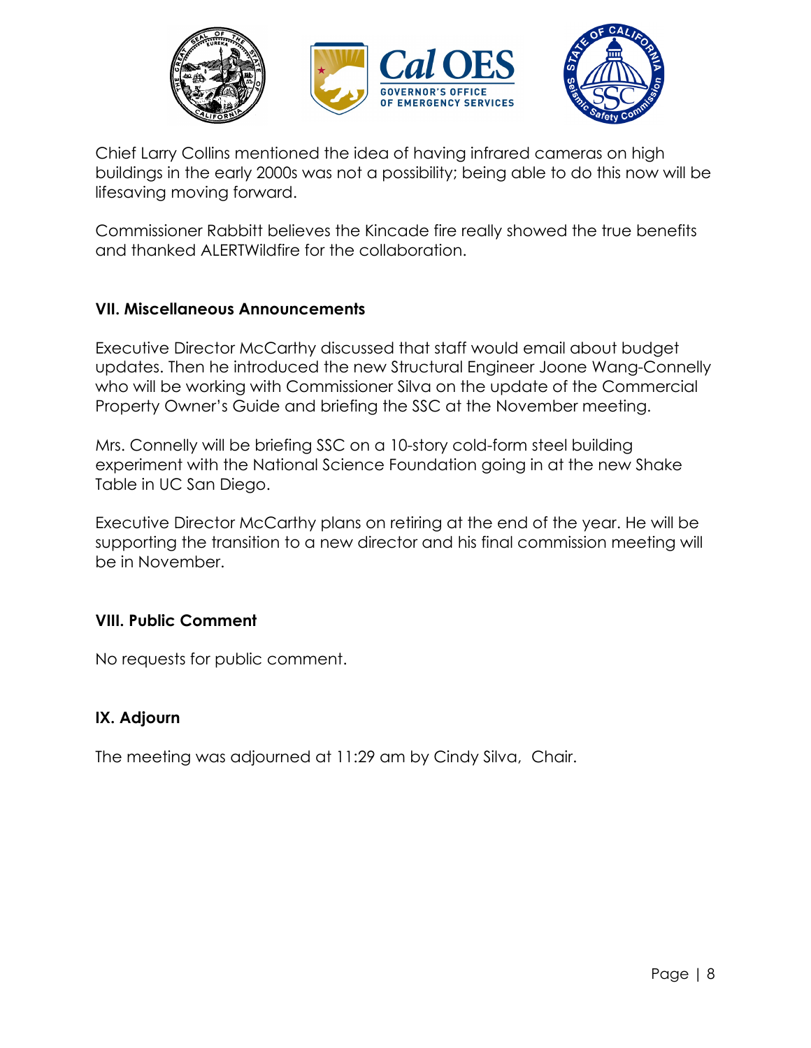Chief Larry Collins mentioned the idea of having infrared cameras on high buildings in the early 2000s was not a possibility; being able to do this now will be lifesaving moving forward.

Commissioner Rabbitt believes the Kincade fire really showed the true benefits and thanked ALERTWildfire for the collaboration.

## VII. Miscellaneous Announcements

Executive Director McCarthy discussed that staff would email about budget updates. Then he introduced the new Structural Engineer Joone Wang-Connelly who will be working with Commissioner Silva on the update of the Commercial Property Owner's Guide and briefing the SSC at the November meeting.

Mrs. Connelly will be briefing SSC on a 10-story cold-form steel building experiment with the National Science Foundation going in at the new Shake Table in UC San Diego.

Executive Director McCarthy plans on retiring at the end of the year. He will be supporting the transition to a new director and his final commission meeting will be in November.

## VIII. Public Comment

No requests for public comment.

## IX. Adjourn

The meeting was adjourned at 11:29 am by Cindy Silva, Chair.